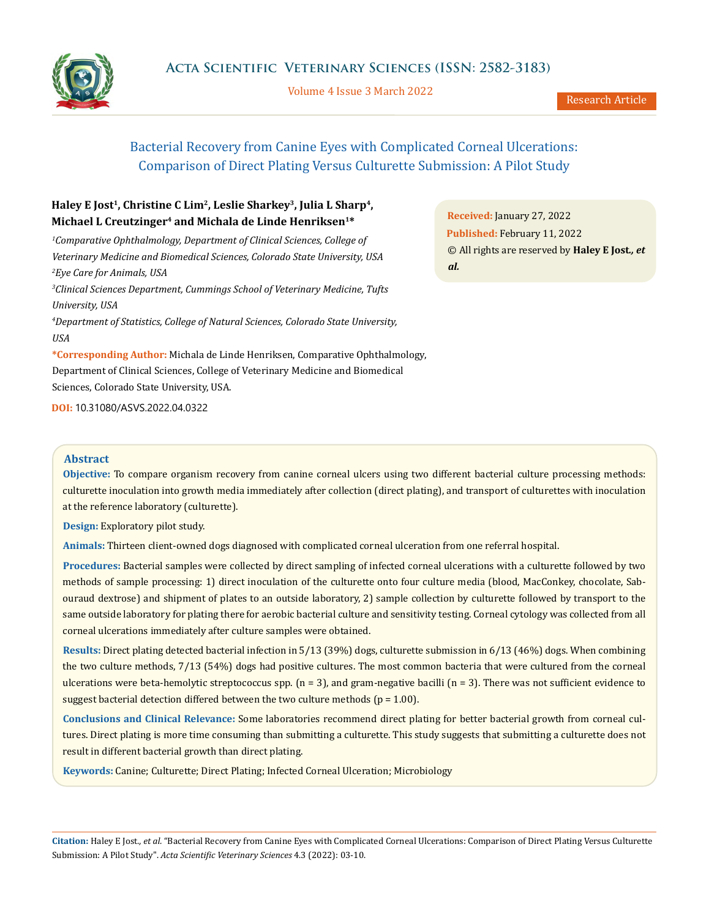# Bacterial Recovery from Canine Eyes with Complicated Corneal Ulcerations: Comparison of Direct Plating Versus Culturette Submission: A Pilot Study

**Haley E Jost[1], Christine C Lim[2], Leslie Sharkey[3], Julia L Sharp[4], Michael L Creutzinger[4] and Michala de Linde Henriksen[1]***

*[1]Comparative Ophthalmology, Department of Clinical Sciences, College of Veterinary Medicine and Biomedical Sciences, Colorado State University, USA*

*[2]Eye Care for Animals, USA*

*[3]Clinical Sciences Department, Cummings School of Veterinary Medicine, Tufts University, USA*

*[4]Department of Statistics, College of Natural Sciences, Colorado State University, USA*

**\*Corresponding Author:** Michala de Linde Henriksen, Comparative Ophthalmology, Department of Clinical Sciences, College of Veterinary Medicine and Biomedical Sciences, Colorado State University, USA.

**DOI:** 10.31080/ASVS.2022.04.0322

**Received:** January 27, 2022

**Published:** February 11, 2022

© All rights are reserved by **Haley E Jost., *et al.***

## Abstract

**Objective:** To compare organism recovery from canine corneal ulcers using two different bacterial culture processing methods: culturette inoculation into growth media immediately after collection (direct plating), and transport of culturettes with inoculation at the reference laboratory (culturette).

**Design:** Exploratory pilot study.

**Animals:** Thirteen client-owned dogs diagnosed with complicated corneal ulceration from one referral hospital.

**Procedures:** Bacterial samples were collected by direct sampling of infected corneal ulcerations with a culturette followed by two methods of sample processing: 1) direct inoculation of the culturette onto four culture media (blood, MacConkey, chocolate, Sabouraud dextrose) and shipment of plates to an outside laboratory, 2) sample collection by culturette followed by transport to the same outside laboratory for plating there for aerobic bacterial culture and sensitivity testing. Corneal cytology was collected from all corneal ulcerations immediately after culture samples were obtained.

**Results:** Direct plating detected bacterial infection in 5/13 (39%) dogs, culturette submission in 6/13 (46%) dogs. When combining the two culture methods, 7/13 (54%) dogs had positive cultures. The most common bacteria that were cultured from the corneal ulcerations were beta-hemolytic streptococcus spp. (n = 3), and gram-negative bacilli (n = 3). There was not sufficient evidence to suggest bacterial detection differed between the two culture methods ($p = 1.00$).

**Conclusions and Clinical Relevance:** Some laboratories recommend direct plating for better bacterial growth from corneal cultures. Direct plating is more time consuming than submitting a culturette. This study suggests that submitting a culturette does not result in different bacterial growth than direct plating.

**Keywords:** Canine; Culturette; Direct Plating; Infected Corneal Ulceration; Microbiology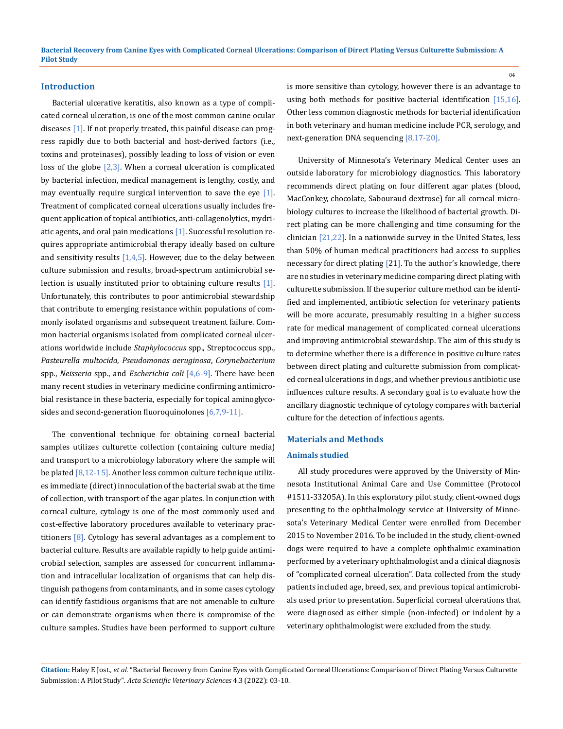## Introduction

Bacterial ulcerative keratitis, also known as a type of complicated corneal ulceration, is one of the most common canine ocular diseases [1]. If not properly treated, this painful disease can progress rapidly due to both bacterial and host-derived factors (i.e., toxins and proteinases), possibly leading to loss of vision or even loss of the globe [2,3]. When a corneal ulceration is complicated by bacterial infection, medical management is lengthy, costly, and may eventually require surgical intervention to save the eye [1]. Treatment of complicated corneal ulcerations usually includes frequent application of topical antibiotics, anti-collagenolytics, mydriatic agents, and oral pain medications [1]. Successful resolution requires appropriate antimicrobial therapy ideally based on culture and sensitivity results [1,4,5]. However, due to the delay between culture submission and results, broad-spectrum antimicrobial selection is usually instituted prior to obtaining culture results [1]. Unfortunately, this contributes to poor antimicrobial stewardship that contribute to emerging resistance within populations of commonly isolated organisms and subsequent treatment failure. Common bacterial organisms isolated from complicated corneal ulcerations worldwide include *Staphylococcus* spp., Streptococcus spp., *Pasteurella multocida*, *Pseudomonas aeruginosa*, *Corynebacterium* spp., *Neisseria* spp., and *Escherichia coli* [4,6-9]. There have been many recent studies in veterinary medicine confirming antimicrobial resistance in these bacteria, especially for topical aminoglycosides and second-generation fluoroquinolones [6,7,9-11].

The conventional technique for obtaining corneal bacterial samples utilizes culturette collection (containing culture media) and transport to a microbiology laboratory where the sample will be plated [8,12-15]. Another less common culture technique utilizes immediate (direct) innoculation of the bacterial swab at the time of collection, with transport of the agar plates. In conjunction with corneal culture, cytology is one of the most commonly used and cost-effective laboratory procedures available to veterinary practitioners [8]. Cytology has several advantages as a complement to bacterial culture. Results are available rapidly to help guide antimicrobial selection, samples are assessed for concurrent inflammation and intracellular localization of organisms that can help distinguish pathogens from contaminants, and in some cases cytology can identify fastidious organisms that are not amenable to culture or can demonstrate organisms when there is compromise of the culture samples. Studies have been performed to support culture is more sensitive than cytology, however there is an advantage to using both methods for positive bacterial identification [15,16]. Other less common diagnostic methods for bacterial identification in both veterinary and human medicine include PCR, serology, and next-generation DNA sequencing [8,17-20].

University of Minnesota's Veterinary Medical Center uses an outside laboratory for microbiology diagnostics. This laboratory recommends direct plating on four different agar plates (blood, MacConkey, chocolate, Sabouraud dextrose) for all corneal microbiology cultures to increase the likelihood of bacterial growth. Direct plating can be more challenging and time consuming for the clinician [21,22]. In a nationwide survey in the United States, less than 50% of human medical practitioners had access to supplies necessary for direct plating [21]. To the author's knowledge, there are no studies in veterinary medicine comparing direct plating with culturette submission. If the superior culture method can be identified and implemented, antibiotic selection for veterinary patients will be more accurate, presumably resulting in a higher success rate for medical management of complicated corneal ulcerations and improving antimicrobial stewardship. The aim of this study is to determine whether there is a difference in positive culture rates between direct plating and culturette submission from complicated corneal ulcerations in dogs, and whether previous antibiotic use influences culture results. A secondary goal is to evaluate how the ancillary diagnostic technique of cytology compares with bacterial culture for the detection of infectious agents.

## Materials and Methods

### Animals studied

All study procedures were approved by the University of Minnesota Institutional Animal Care and Use Committee (Protocol #1511-33205A). In this exploratory pilot study, client-owned dogs presenting to the ophthalmology service at University of Minnesota's Veterinary Medical Center were enrolled from December 2015 to November 2016. To be included in the study, client-owned dogs were required to have a complete ophthalmic examination performed by a veterinary ophthalmologist and a clinical diagnosis of "complicated corneal ulceration". Data collected from the study patients included age, breed, sex, and previous topical antimicrobials used prior to presentation. Superficial corneal ulcerations that were diagnosed as either simple (non-infected) or indolent by a veterinary ophthalmologist were excluded from the study.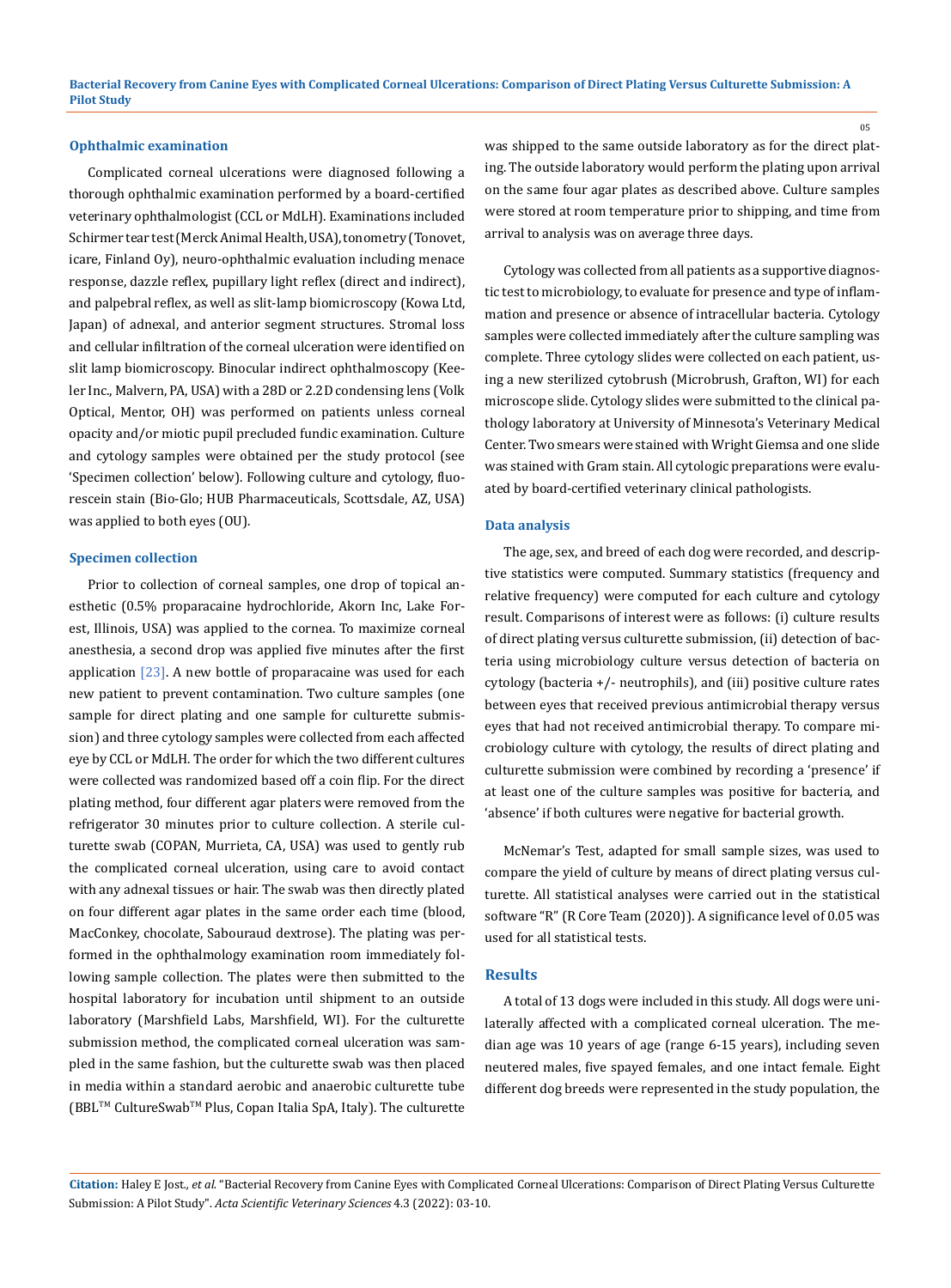### Ophthalmic examination

Complicated corneal ulcerations were diagnosed following a thorough ophthalmic examination performed by a board-certified veterinary ophthalmologist (CCL or MdLH). Examinations included Schirmer tear test (Merck Animal Health, USA), tonometry (Tonovet, icare, Finland Oy), neuro-ophthalmic evaluation including menace response, dazzle reflex, pupillary light reflex (direct and indirect), and palpebral reflex, as well as slit-lamp biomicroscopy (Kowa Ltd, Japan) of adnexal, and anterior segment structures. Stromal loss and cellular infiltration of the corneal ulceration were identified on slit lamp biomicroscopy. Binocular indirect ophthalmoscopy (Keeler Inc., Malvern, PA, USA) with a 28D or 2.2D condensing lens (Volk Optical, Mentor, OH) was performed on patients unless corneal opacity and/or miotic pupil precluded fundic examination. Culture and cytology samples were obtained per the study protocol (see 'Specimen collection' below). Following culture and cytology, fluorescein stain (Bio-Glo; HUB Pharmaceuticals, Scottsdale, AZ, USA) was applied to both eyes (OU).

### Specimen collection

Prior to collection of corneal samples, one drop of topical anesthetic (0.5% proparacaine hydrochloride, Akorn Inc, Lake Forest, Illinois, USA) was applied to the cornea. To maximize corneal anesthesia, a second drop was applied five minutes after the first application [23]. A new bottle of proparacaine was used for each new patient to prevent contamination. Two culture samples (one sample for direct plating and one sample for culturette submission) and three cytology samples were collected from each affected eye by CCL or MdLH. The order for which the two different cultures were collected was randomized based off a coin flip. For the direct plating method, four different agar platers were removed from the refrigerator 30 minutes prior to culture collection. A sterile culturette swab (COPAN, Murrieta, CA, USA) was used to gently rub the complicated corneal ulceration, using care to avoid contact with any adnexal tissues or hair. The swab was then directly plated on four different agar plates in the same order each time (blood, MacConkey, chocolate, Sabouraud dextrose). The plating was performed in the ophthalmology examination room immediately following sample collection. The plates were then submitted to the hospital laboratory for incubation until shipment to an outside laboratory (Marshfield Labs, Marshfield, WI). For the culturette submission method, the complicated corneal ulceration was sampled in the same fashion, but the culturette swab was then placed in media within a standard aerobic and anaerobic culturette tube (BBL™ CultureSwab™ Plus, Copan Italia SpA, Italy). The culturette was shipped to the same outside laboratory as for the direct plating. The outside laboratory would perform the plating upon arrival on the same four agar plates as described above. Culture samples were stored at room temperature prior to shipping, and time from arrival to analysis was on average three days.

Cytology was collected from all patients as a supportive diagnostic test to microbiology, to evaluate for presence and type of inflammation and presence or absence of intracellular bacteria. Cytology samples were collected immediately after the culture sampling was complete. Three cytology slides were collected on each patient, using a new sterilized cytobrush (Microbrush, Grafton, WI) for each microscope slide. Cytology slides were submitted to the clinical pathology laboratory at University of Minnesota's Veterinary Medical Center. Two smears were stained with Wright Giemsa and one slide was stained with Gram stain. All cytologic preparations were evaluated by board-certified veterinary clinical pathologists.

### Data analysis

The age, sex, and breed of each dog were recorded, and descriptive statistics were computed. Summary statistics (frequency and relative frequency) were computed for each culture and cytology result. Comparisons of interest were as follows: (i) culture results of direct plating versus culturette submission, (ii) detection of bacteria using microbiology culture versus detection of bacteria on cytology (bacteria +/- neutrophils), and (iii) positive culture rates between eyes that received previous antimicrobial therapy versus eyes that had not received antimicrobial therapy. To compare microbiology culture with cytology, the results of direct plating and culturette submission were combined by recording a 'presence' if at least one of the culture samples was positive for bacteria, and 'absence' if both cultures were negative for bacterial growth.

McNemar's Test, adapted for small sample sizes, was used to compare the yield of culture by means of direct plating versus culturette. All statistical analyses were carried out in the statistical software "R" (R Core Team (2020)). A significance level of 0.05 was used for all statistical tests.

## Results

A total of 13 dogs were included in this study. All dogs were unilaterally affected with a complicated corneal ulceration. The median age was 10 years of age (range 6-15 years), including seven neutered males, five spayed females, and one intact female. Eight different dog breeds were represented in the study population, the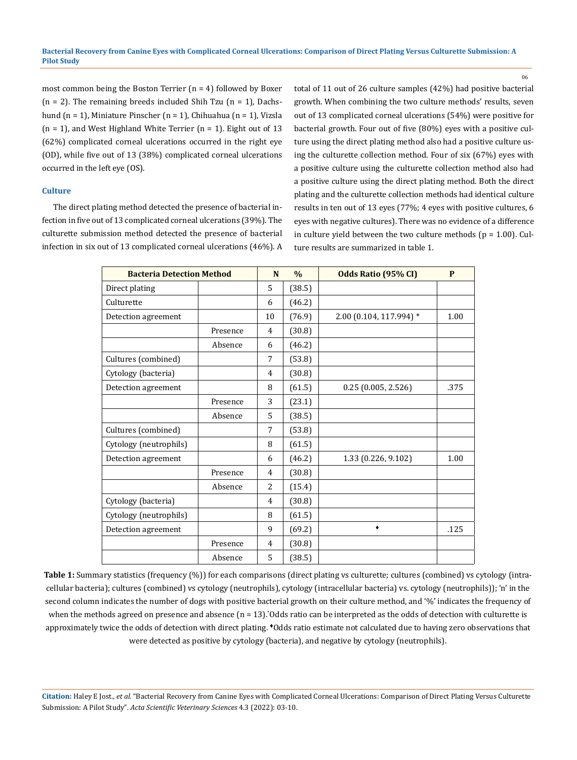most common being the Boston Terrier (n = 4) followed by Boxer (n = 2). The remaining breeds included Shih Tzu (n = 1), Dachshund (n = 1), Miniature Pinscher (n = 1), Chihuahua (n = 1), Vizsla (n = 1), and West Highland White Terrier (n = 1). Eight out of 13 (62%) complicated corneal ulcerations occurred in the right eye (OD), while five out of 13 (38%) complicated corneal ulcerations occurred in the left eye (OS).

### Culture

The direct plating method detected the presence of bacterial infection in five out of 13 complicated corneal ulcerations (39%). The culturette submission method detected the presence of bacterial infection in six out of 13 complicated corneal ulcerations (46%). A total of 11 out of 26 culture samples (42%) had positive bacterial growth. When combining the two culture methods' results, seven out of 13 complicated corneal ulcerations (54%) were positive for bacterial growth. Four out of five (80%) eyes with a positive culture using the direct plating method also had a positive culture using the culturette collection method. Four of six (67%) eyes with a positive culture using the culturette collection method also had a positive culture using the direct plating method. Both the direct plating and the culturette collection methods had identical culture results in ten out of 13 eyes (77%; 4 eyes with positive cultures, 6 eyes with negative cultures). There was no evidence of a difference in culture yield between the two culture methods (p = 1.00). Culture results are summarized in table 1.

| Bacteria Detection Method | | N | % | Odds Ratio (95% CI) | P |
|---|---|---|---|---|---|
| Direct plating | | 5 | (38.5) | | |
| Culturette | | 6 | (46.2) | | |
| Detection agreement | | 10 | (76.9) | 2.00 (0.104, 117.994) * | 1.00 |
| | Presence | 4 | (30.8) | | |
| | Absence | 6 | (46.2) | | |
| Cultures (combined) | | 7 | (53.8) | | |
| Cytology (bacteria) | | 4 | (30.8) | | |
| Detection agreement | | 8 | (61.5) | 0.25 (0.005, 2.526) | .375 |
| | Presence | 3 | (23.1) | | |
| | Absence | 5 | (38.5) | | |
| Cultures (combined) | | 7 | (53.8) | | |
| Cytology (neutrophils) | | 8 | (61.5) | | |
| Detection agreement | | 6 | (46.2) | 1.33 (0.226, 9.102) | 1.00 |
| | Presence | 4 | (30.8) | | |
| | Absence | 2 | (15.4) | | |
| Cytology (bacteria) | | 4 | (30.8) | | |
| Cytology (neutrophils) | | 8 | (61.5) | | |
| Detection agreement | | 9 | (69.2) | ♦ | .125 |
| | Presence | 4 | (30.8) | | |
| | Absence | 5 | (38.5) | | |

**Table 1:** Summary statistics (frequency (%)) for each comparisons (direct plating vs culturette; cultures (combined) vs cytology (intracellular bacteria); cultures (combined) vs cytology (neutrophils), cytology (intracellular bacteria) vs. cytology (neutrophils)); 'n' in the second column indicates the number of dogs with positive bacterial growth on their culture method, and '%' indicates the frequency of when the methods agreed on presence and absence (n = 13).*Odds ratio can be interpreted as the odds of detection with culturette is approximately twice the odds of detection with direct plating. ♦Odds ratio estimate not calculated due to having zero observations that were detected as positive by cytology (bacteria), and negative by cytology (neutrophils).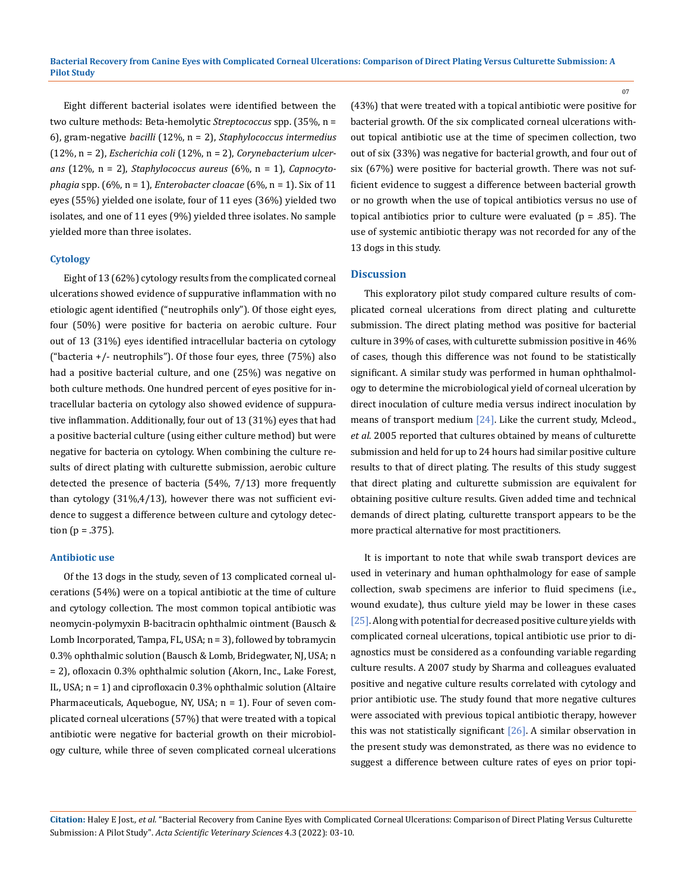Eight different bacterial isolates were identified between the two culture methods: Beta-hemolytic *Streptococcus* spp. (35%, n = 6), gram-negative *bacilli* (12%, n = 2), *Staphylococcus intermedius* (12%, n = 2), *Escherichia coli* (12%, n = 2), *Corynebacterium ulcerans* (12%, n = 2), *Staphylococcus aureus* (6%, n = 1), *Capnocytophagia* spp. (6%, n = 1), *Enterobacter cloacae* (6%, n = 1). Six of 11 eyes (55%) yielded one isolate, four of 11 eyes (36%) yielded two isolates, and one of 11 eyes (9%) yielded three isolates. No sample yielded more than three isolates.

### Cytology

Eight of 13 (62%) cytology results from the complicated corneal ulcerations showed evidence of suppurative inflammation with no etiologic agent identified ("neutrophils only"). Of those eight eyes, four (50%) were positive for bacteria on aerobic culture. Four out of 13 (31%) eyes identified intracellular bacteria on cytology ("bacteria +/- neutrophils"). Of those four eyes, three (75%) also had a positive bacterial culture, and one (25%) was negative on both culture methods. One hundred percent of eyes positive for intracellular bacteria on cytology also showed evidence of suppurative inflammation. Additionally, four out of 13 (31%) eyes that had a positive bacterial culture (using either culture method) but were negative for bacteria on cytology. When combining the culture results of direct plating with culturette submission, aerobic culture detected the presence of bacteria (54%, 7/13) more frequently than cytology (31%,4/13), however there was not sufficient evidence to suggest a difference between culture and cytology detection ($p = .375$).

### Antibiotic use

Of the 13 dogs in the study, seven of 13 complicated corneal ulcerations (54%) were on a topical antibiotic at the time of culture and cytology collection. The most common topical antibiotic was neomycin-polymyxin B-bacitracin ophthalmic ointment (Bausch & Lomb Incorporated, Tampa, FL, USA; n = 3), followed by tobramycin 0.3% ophthalmic solution (Bausch & Lomb, Bridgewater, NJ, USA; n = 2), ofloxacin 0.3% ophthalmic solution (Akorn, Inc., Lake Forest, IL, USA; n = 1) and ciprofloxacin 0.3% ophthalmic solution (Altaire Pharmaceuticals, Aquebogue, NY, USA; n = 1). Four of seven complicated corneal ulcerations (57%) that were treated with a topical antibiotic were negative for bacterial growth on their microbiology culture, while three of seven complicated corneal ulcerations (43%) that were treated with a topical antibiotic were positive for bacterial growth. Of the six complicated corneal ulcerations without topical antibiotic use at the time of specimen collection, two out of six (33%) was negative for bacterial growth, and four out of six (67%) were positive for bacterial growth. There was not sufficient evidence to suggest a difference between bacterial growth or no growth when the use of topical antibiotics versus no use of topical antibiotics prior to culture were evaluated ($p = .85$). The use of systemic antibiotic therapy was not recorded for any of the 13 dogs in this study.

## Discussion

This exploratory pilot study compared culture results of complicated corneal ulcerations from direct plating and culturette submission. The direct plating method was positive for bacterial culture in 39% of cases, with culturette submission positive in 46% of cases, though this difference was not found to be statistically significant. A similar study was performed in human ophthalmology to determine the microbiological yield of corneal ulceration by direct inoculation of culture media versus indirect inoculation by means of transport medium [24]. Like the current study, Mcleod., *et al*. 2005 reported that cultures obtained by means of culturette submission and held for up to 24 hours had similar positive culture results to that of direct plating. The results of this study suggest that direct plating and culturette submission are equivalent for obtaining positive culture results. Given added time and technical demands of direct plating, culturette transport appears to be the more practical alternative for most practitioners.

It is important to note that while swab transport devices are used in veterinary and human ophthalmology for ease of sample collection, swab specimens are inferior to fluid specimens (i.e., wound exudate), thus culture yield may be lower in these cases [25]. Along with potential for decreased positive culture yields with complicated corneal ulcerations, topical antibiotic use prior to diagnostics must be considered as a confounding variable regarding culture results. A 2007 study by Sharma and colleagues evaluated positive and negative culture results correlated with cytology and prior antibiotic use. The study found that more negative cultures were associated with previous topical antibiotic therapy, however this was not statistically significant [26]. A similar observation in the present study was demonstrated, as there was no evidence to suggest a difference between culture rates of eyes on prior topi-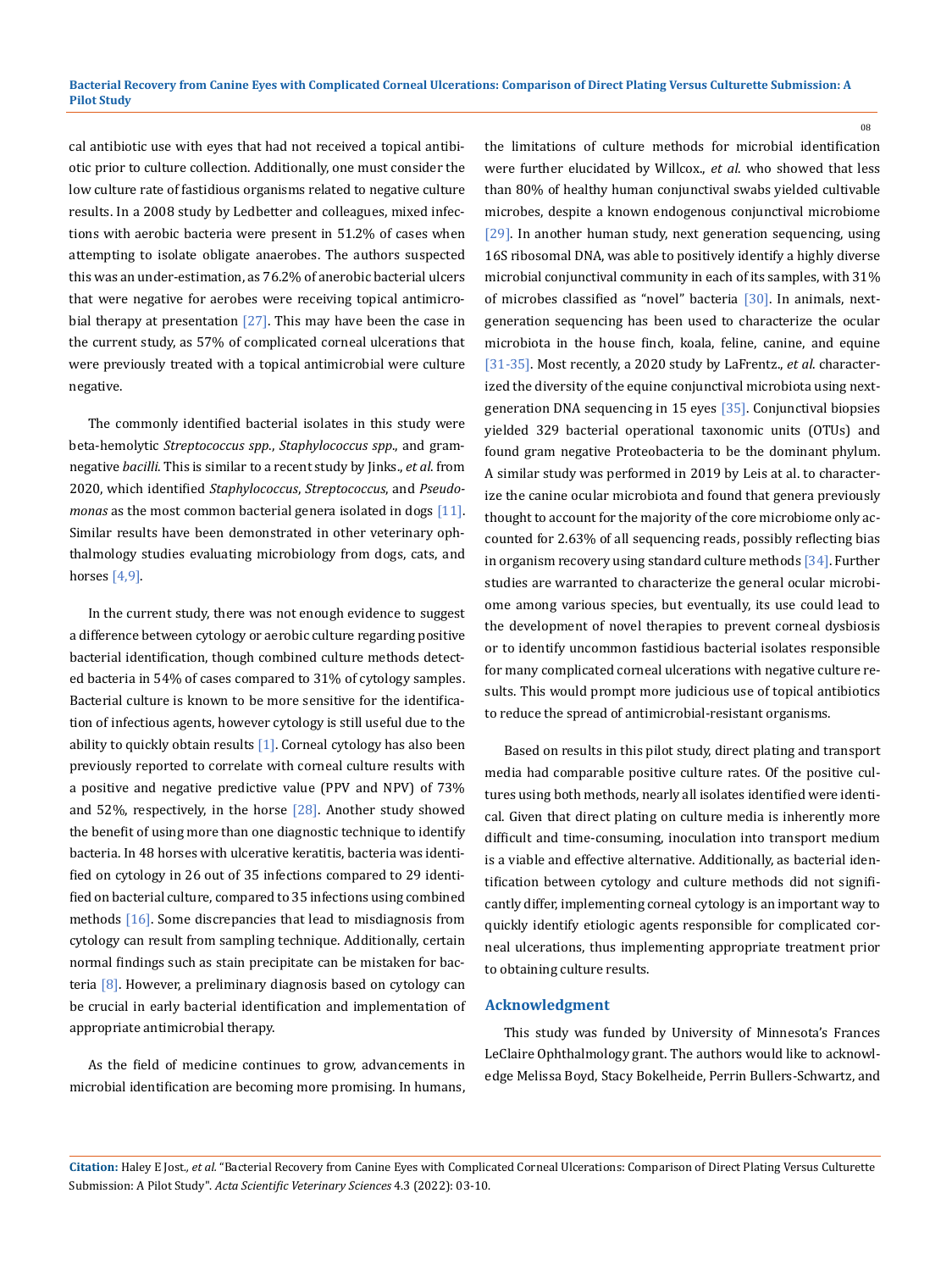cal antibiotic use with eyes that had not received a topical antibiotic prior to culture collection. Additionally, one must consider the low culture rate of fastidious organisms related to negative culture results. In a 2008 study by Ledbetter and colleagues, mixed infections with aerobic bacteria were present in 51.2% of cases when attempting to isolate obligate anaerobes. The authors suspected this was an under-estimation, as 76.2% of anerobic bacterial ulcers that were negative for aerobes were receiving topical antimicrobial therapy at presentation [27]. This may have been the case in the current study, as 57% of complicated corneal ulcerations that were previously treated with a topical antimicrobial were culture negative.

The commonly identified bacterial isolates in this study were beta-hemolytic *Streptococcus spp*., *Staphylococcus spp*., and gram-negative *bacilli*. This is similar to a recent study by Jinks., *et al*. from 2020, which identified *Staphylococcus*, *Streptococcus*, and *Pseudomonas* as the most common bacterial genera isolated in dogs [11]. Similar results have been demonstrated in other veterinary ophthalmology studies evaluating microbiology from dogs, cats, and horses [4,9].

In the current study, there was not enough evidence to suggest a difference between cytology or aerobic culture regarding positive bacterial identification, though combined culture methods detected bacteria in 54% of cases compared to 31% of cytology samples. Bacterial culture is known to be more sensitive for the identification of infectious agents, however cytology is still useful due to the ability to quickly obtain results [1]. Corneal cytology has also been previously reported to correlate with corneal culture results with a positive and negative predictive value (PPV and NPV) of 73% and 52%, respectively, in the horse [28]. Another study showed the benefit of using more than one diagnostic technique to identify bacteria. In 48 horses with ulcerative keratitis, bacteria was identified on cytology in 26 out of 35 infections compared to 29 identified on bacterial culture, compared to 35 infections using combined methods [16]. Some discrepancies that lead to misdiagnosis from cytology can result from sampling technique. Additionally, certain normal findings such as stain precipitate can be mistaken for bacteria [8]. However, a preliminary diagnosis based on cytology can be crucial in early bacterial identification and implementation of appropriate antimicrobial therapy.

As the field of medicine continues to grow, advancements in microbial identification are becoming more promising. In humans, the limitations of culture methods for microbial identification were further elucidated by Willcox., *et al*. who showed that less than 80% of healthy human conjunctival swabs yielded cultivable microbes, despite a known endogenous conjunctival microbiome [29]. In another human study, next generation sequencing, using 16S ribosomal DNA, was able to positively identify a highly diverse microbial conjunctival community in each of its samples, with 31% of microbes classified as "novel" bacteria [30]. In animals, next-generation sequencing has been used to characterize the ocular microbiota in the house finch, koala, feline, canine, and equine [31-35]. Most recently, a 2020 study by LaFrentz., *et al*. characterized the diversity of the equine conjunctival microbiota using next-generation DNA sequencing in 15 eyes [35]. Conjunctival biopsies yielded 329 bacterial operational taxonomic units (OTUs) and found gram negative Proteobacteria to be the dominant phylum. A similar study was performed in 2019 by Leis at al. to characterize the canine ocular microbiota and found that genera previously thought to account for the majority of the core microbiome only accounted for 2.63% of all sequencing reads, possibly reflecting bias in organism recovery using standard culture methods [34]. Further studies are warranted to characterize the general ocular microbiome among various species, but eventually, its use could lead to the development of novel therapies to prevent corneal dysbiosis or to identify uncommon fastidious bacterial isolates responsible for many complicated corneal ulcerations with negative culture results. This would prompt more judicious use of topical antibiotics to reduce the spread of antimicrobial-resistant organisms.

Based on results in this pilot study, direct plating and transport media had comparable positive culture rates. Of the positive cultures using both methods, nearly all isolates identified were identical. Given that direct plating on culture media is inherently more difficult and time-consuming, inoculation into transport medium is a viable and effective alternative. Additionally, as bacterial identification between cytology and culture methods did not significantly differ, implementing corneal cytology is an important way to quickly identify etiologic agents responsible for complicated corneal ulcerations, thus implementing appropriate treatment prior to obtaining culture results.

## Acknowledgment

This study was funded by University of Minnesota's Frances LeClaire Ophthalmology grant. The authors would like to acknowledge Melissa Boyd, Stacy Bokelheide, Perrin Bullers-Schwartz, and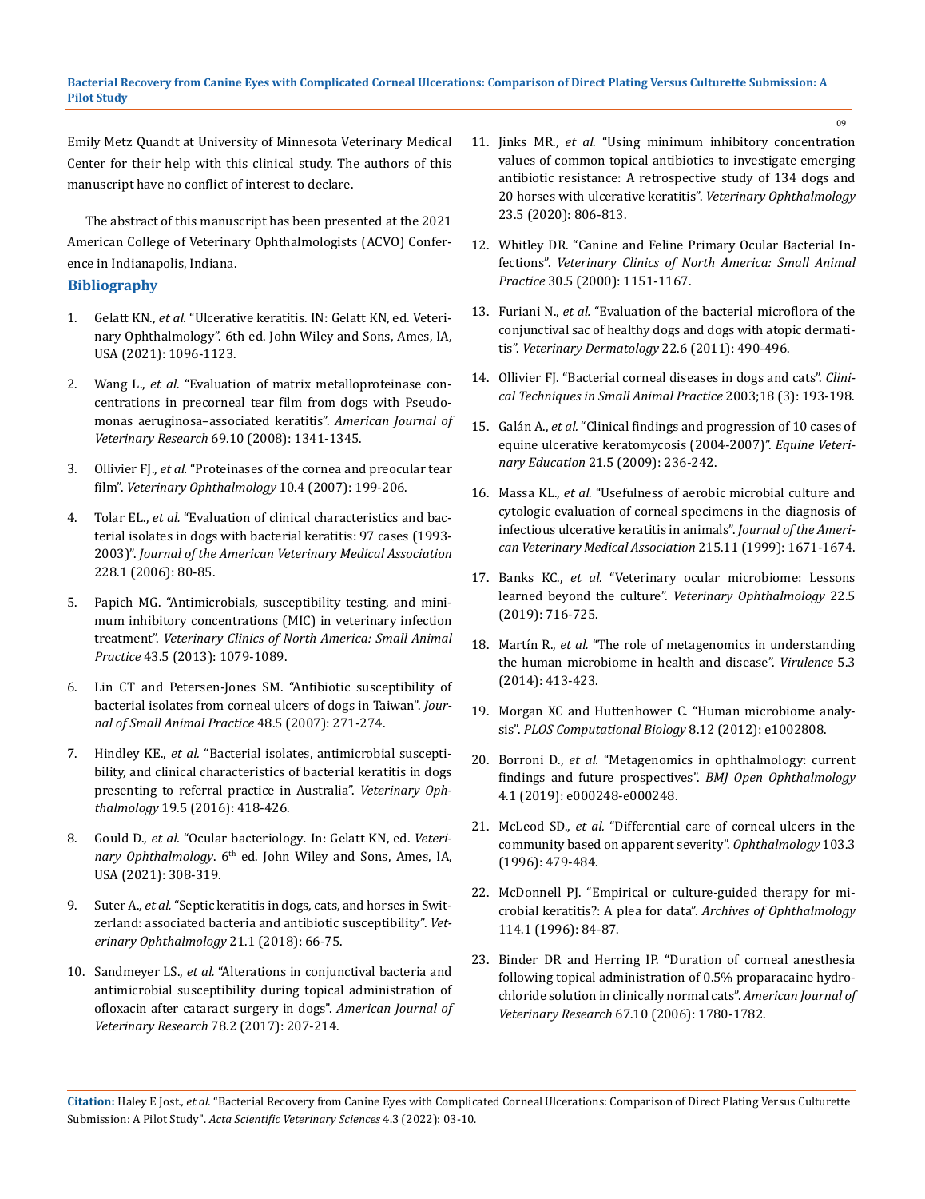Emily Metz Quandt at University of Minnesota Veterinary Medical Center for their help with this clinical study. The authors of this manuscript have no conflict of interest to declare.

The abstract of this manuscript has been presented at the 2021 American College of Veterinary Ophthalmologists (ACVO) Conference in Indianapolis, Indiana.

## Bibliography

1. Gelatt KN., *et al.* "Ulcerative keratitis. IN: Gelatt KN, ed. Veterinary Ophthalmology". 6th ed. John Wiley and Sons, Ames, IA, USA (2021): 1096-1123.
2. Wang L., *et al.* "Evaluation of matrix metalloproteinase concentrations in precorneal tear film from dogs with Pseudomonas aeruginosa–associated keratitis". *American Journal of Veterinary Research* 69.10 (2008): 1341-1345.
3. Ollivier FJ., *et al.* "Proteinases of the cornea and preocular tear film". *Veterinary Ophthalmology* 10.4 (2007): 199-206.
4. Tolar EL., *et al.* "Evaluation of clinical characteristics and bacterial isolates in dogs with bacterial keratitis: 97 cases (1993-2003)". *Journal of the American Veterinary Medical Association* 228.1 (2006): 80-85.
5. Papich MG. "Antimicrobials, susceptibility testing, and minimum inhibitory concentrations (MIC) in veterinary infection treatment". *Veterinary Clinics of North America: Small Animal Practice* 43.5 (2013): 1079-1089.
6. Lin CT and Petersen-Jones SM. "Antibiotic susceptibility of bacterial isolates from corneal ulcers of dogs in Taiwan". *Journal of Small Animal Practice* 48.5 (2007): 271-274.
7. Hindley KE., *et al.* "Bacterial isolates, antimicrobial susceptibility, and clinical characteristics of bacterial keratitis in dogs presenting to referral practice in Australia". *Veterinary Ophthalmology* 19.5 (2016): 418-426.
8. Gould D., *et al.* "Ocular bacteriology. In: Gelatt KN, ed. *Veterinary Ophthalmology*. 6th ed. John Wiley and Sons, Ames, IA, USA (2021): 308-319.
9. Suter A., *et al.* "Septic keratitis in dogs, cats, and horses in Switzerland: associated bacteria and antibiotic susceptibility". *Veterinary Ophthalmology* 21.1 (2018): 66-75.
10. Sandmeyer LS., *et al.* "Alterations in conjunctival bacteria and antimicrobial susceptibility during topical administration of ofloxacin after cataract surgery in dogs". *American Journal of Veterinary Research* 78.2 (2017): 207-214.
11. Jinks MR., *et al.* "Using minimum inhibitory concentration values of common topical antibiotics to investigate emerging antibiotic resistance: A retrospective study of 134 dogs and 20 horses with ulcerative keratitis". *Veterinary Ophthalmology* 23.5 (2020): 806-813.
12. Whitley DR. "Canine and Feline Primary Ocular Bacterial Infections". *Veterinary Clinics of North America: Small Animal Practice* 30.5 (2000): 1151-1167.
13. Furiani N., *et al.* "Evaluation of the bacterial microflora of the conjunctival sac of healthy dogs and dogs with atopic dermatitis". *Veterinary Dermatology* 22.6 (2011): 490-496.
14. Ollivier FJ. "Bacterial corneal diseases in dogs and cats". *Clinical Techniques in Small Animal Practice* 2003;18 (3): 193-198.
15. Galán A., *et al.* "Clinical findings and progression of 10 cases of equine ulcerative keratomycosis (2004-2007)". *Equine Veterinary Education* 21.5 (2009): 236-242.
16. Massa KL., *et al.* "Usefulness of aerobic microbial culture and cytologic evaluation of corneal specimens in the diagnosis of infectious ulcerative keratitis in animals". *Journal of the American Veterinary Medical Association* 215.11 (1999): 1671-1674.
17. Banks KC., *et al.* "Veterinary ocular microbiome: Lessons learned beyond the culture". *Veterinary Ophthalmology* 22.5 (2019): 716-725.
18. Martín R., *et al.* "The role of metagenomics in understanding the human microbiome in health and disease". *Virulence* 5.3 (2014): 413-423.
19. Morgan XC and Huttenhower C. "Human microbiome analysis". *PLOS Computational Biology* 8.12 (2012): e1002808.
20. Borroni D., *et al.* "Metagenomics in ophthalmology: current findings and future prospectives". *BMJ Open Ophthalmology* 4.1 (2019): e000248-e000248.
21. McLeod SD., *et al.* "Differential care of corneal ulcers in the community based on apparent severity". *Ophthalmology* 103.3 (1996): 479-484.
22. McDonnell PJ. "Empirical or culture-guided therapy for microbial keratitis?: A plea for data". *Archives of Ophthalmology* 114.1 (1996): 84-87.
23. Binder DR and Herring IP. "Duration of corneal anesthesia following topical administration of 0.5% proparacaine hydrochloride solution in clinically normal cats". *American Journal of Veterinary Research* 67.10 (2006): 1780-1782.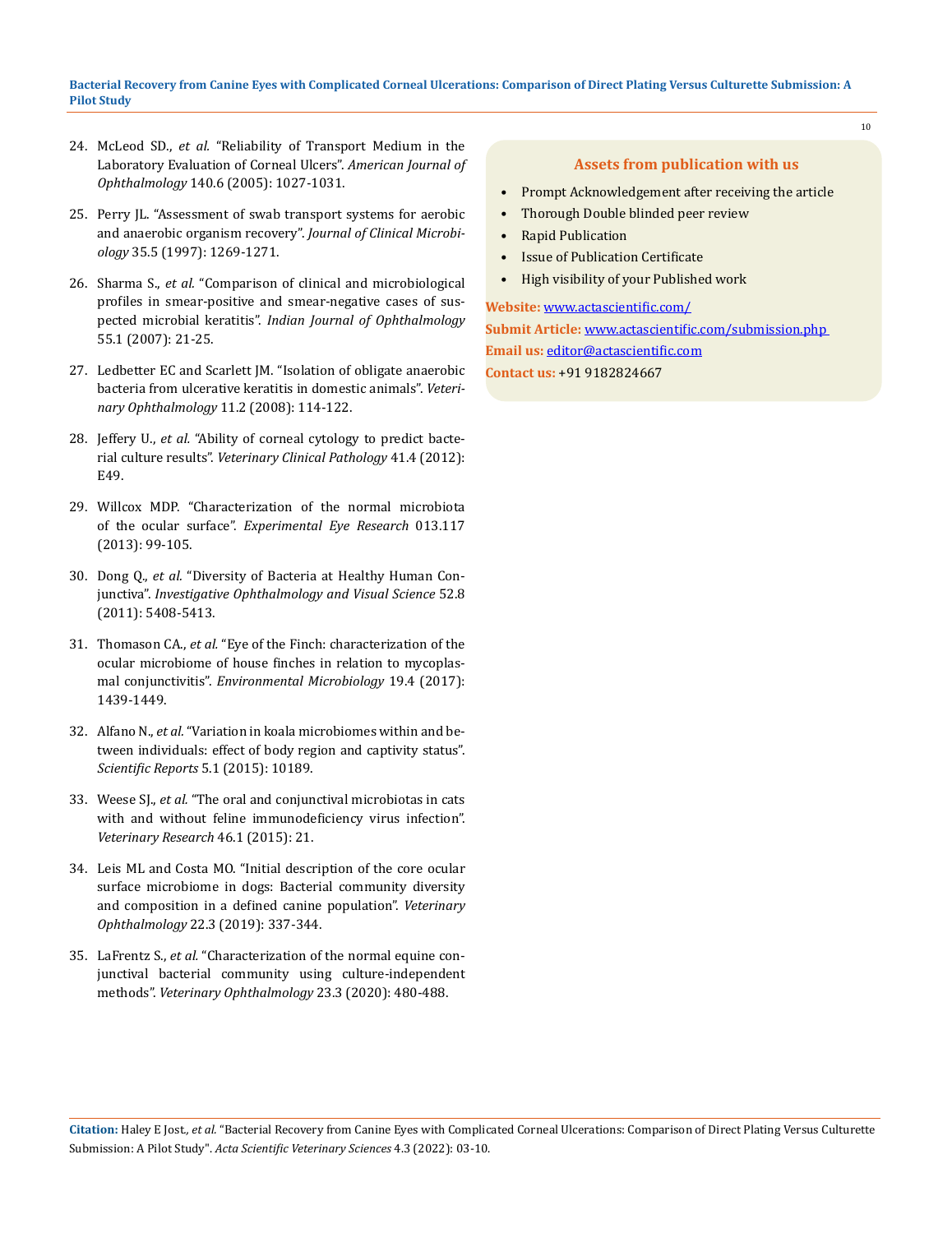24. McLeod SD., *et al.* "Reliability of Transport Medium in the Laboratory Evaluation of Corneal Ulcers". *American Journal of Ophthalmology* 140.6 (2005): 1027-1031.
25. Perry JL. "Assessment of swab transport systems for aerobic and anaerobic organism recovery". *Journal of Clinical Microbiology* 35.5 (1997): 1269-1271.
26. Sharma S., *et al.* "Comparison of clinical and microbiological profiles in smear-positive and smear-negative cases of suspected microbial keratitis". *Indian Journal of Ophthalmology* 55.1 (2007): 21-25.
27. Ledbetter EC and Scarlett JM. "Isolation of obligate anaerobic bacteria from ulcerative keratitis in domestic animals". *Veterinary Ophthalmology* 11.2 (2008): 114-122.
28. Jeffery U., *et al.* "Ability of corneal cytology to predict bacterial culture results". *Veterinary Clinical Pathology* 41.4 (2012): E49.
29. Willcox MDP. "Characterization of the normal microbiota of the ocular surface". *Experimental Eye Research* 013.117 (2013): 99-105.
30. Dong Q., *et al.* "Diversity of Bacteria at Healthy Human Conjunctiva". *Investigative Ophthalmology and Visual Science* 52.8 (2011): 5408-5413.
31. Thomason CA., *et al.* "Eye of the Finch: characterization of the ocular microbiome of house finches in relation to mycoplasmal conjunctivitis". *Environmental Microbiology* 19.4 (2017): 1439-1449.
32. Alfano N., *et al.* "Variation in koala microbiomes within and between individuals: effect of body region and captivity status". *Scientific Reports* 5.1 (2015): 10189.
33. Weese SJ., *et al.* "The oral and conjunctival microbiotas in cats with and without feline immunodeficiency virus infection". *Veterinary Research* 46.1 (2015): 21.
34. Leis ML and Costa MO. "Initial description of the core ocular surface microbiome in dogs: Bacterial community diversity and composition in a defined canine population". *Veterinary Ophthalmology* 22.3 (2019): 337-344.
35. LaFrentz S., *et al.* "Characterization of the normal equine conjunctival bacterial community using culture-independent methods". *Veterinary Ophthalmology* 23.3 (2020): 480-488.

**Assets from publication with us**

- Prompt Acknowledgement after receiving the article
- Thorough Double blinded peer review
- Rapid Publication
- Issue of Publication Certificate
- High visibility of your Published work

**Website:** www.actascientific.com/

**Submit Article:** www.actascientific.com/submission.php

**Email us:** editor@actascientific.com

**Contact us:** +91 9182824667